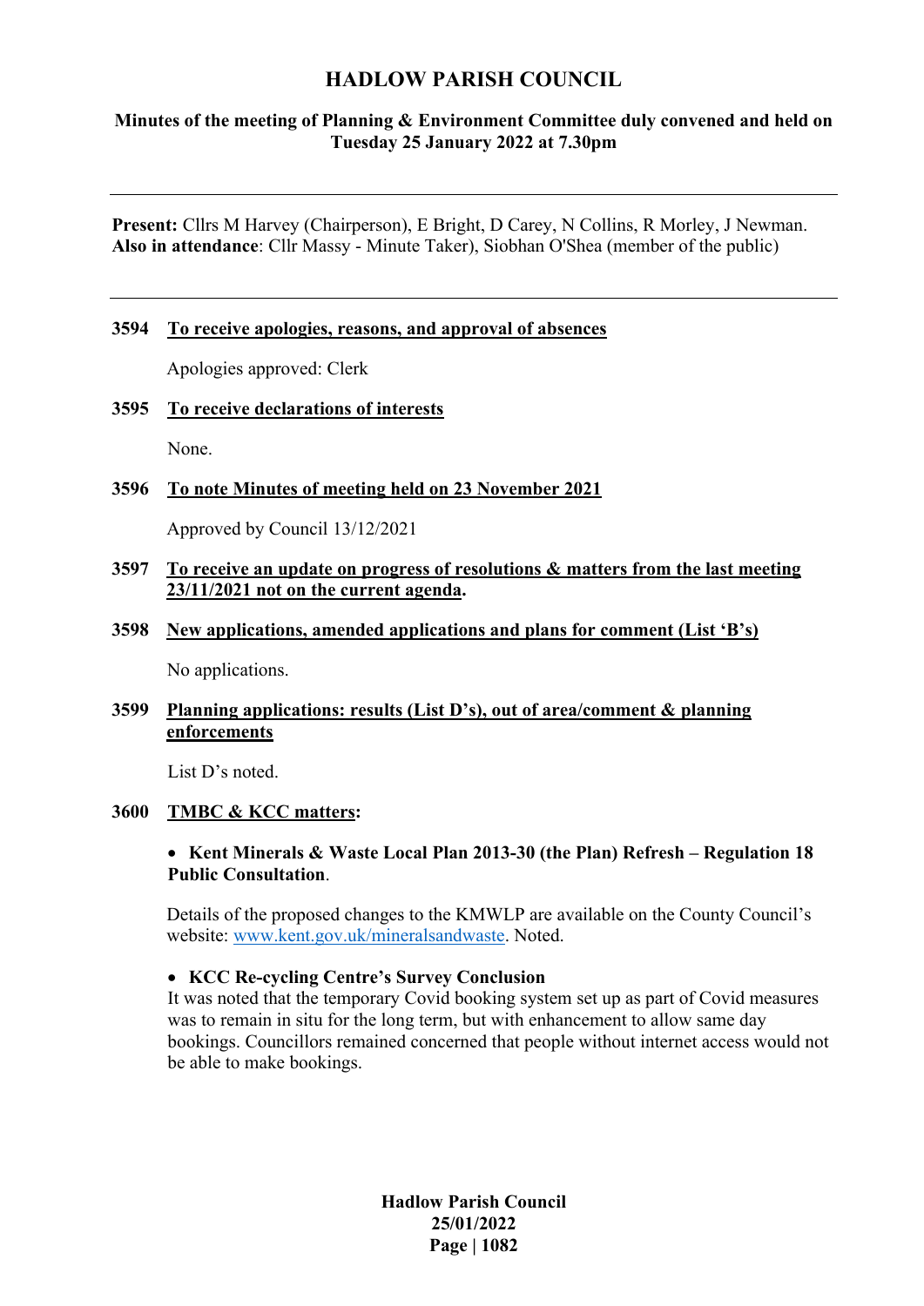# HADLOW PARISH COUNCIL

## Minutes of the meeting of Planning & Environment Committee duly convened and held on Tuesday 25 January 2022 at 7.30pm

---

**Present:** Cllrs M Harvey (Chairperson), E Bright, D Carey, N Collins, R Morley, J Newman.
**Also in attendance**: Cllr Massy - Minute Taker), Siobhan O'Shea (member of the public)

---

**3594 To receive apologies, reasons, and approval of absences**

Apologies approved: Clerk

**3595 To receive declarations of interests**

None.

**3596 To note Minutes of meeting held on 23 November 2021**

Approved by Council 13/12/2021

**3597 To receive an update on progress of resolutions & matters from the last meeting 23/11/2021 not on the current agenda.**

**3598 New applications, amended applications and plans for comment (List 'B's)**

No applications.

**3599 Planning applications: results (List D's), out of area/comment & planning enforcements**

List D's noted.

**3600 TMBC & KCC matters:**

- **Kent Minerals & Waste Local Plan 2013-30 (the Plan) Refresh – Regulation 18 Public Consultation**.

Details of the proposed changes to the KMWLP are available on the County Council's website: www.kent.gov.uk/mineralsandwaste. Noted.

- **KCC Re-cycling Centre's Survey Conclusion**

It was noted that the temporary Covid booking system set up as part of Covid measures was to remain in situ for the long term, but with enhancement to allow same day bookings. Councillors remained concerned that people without internet access would not be able to make bookings.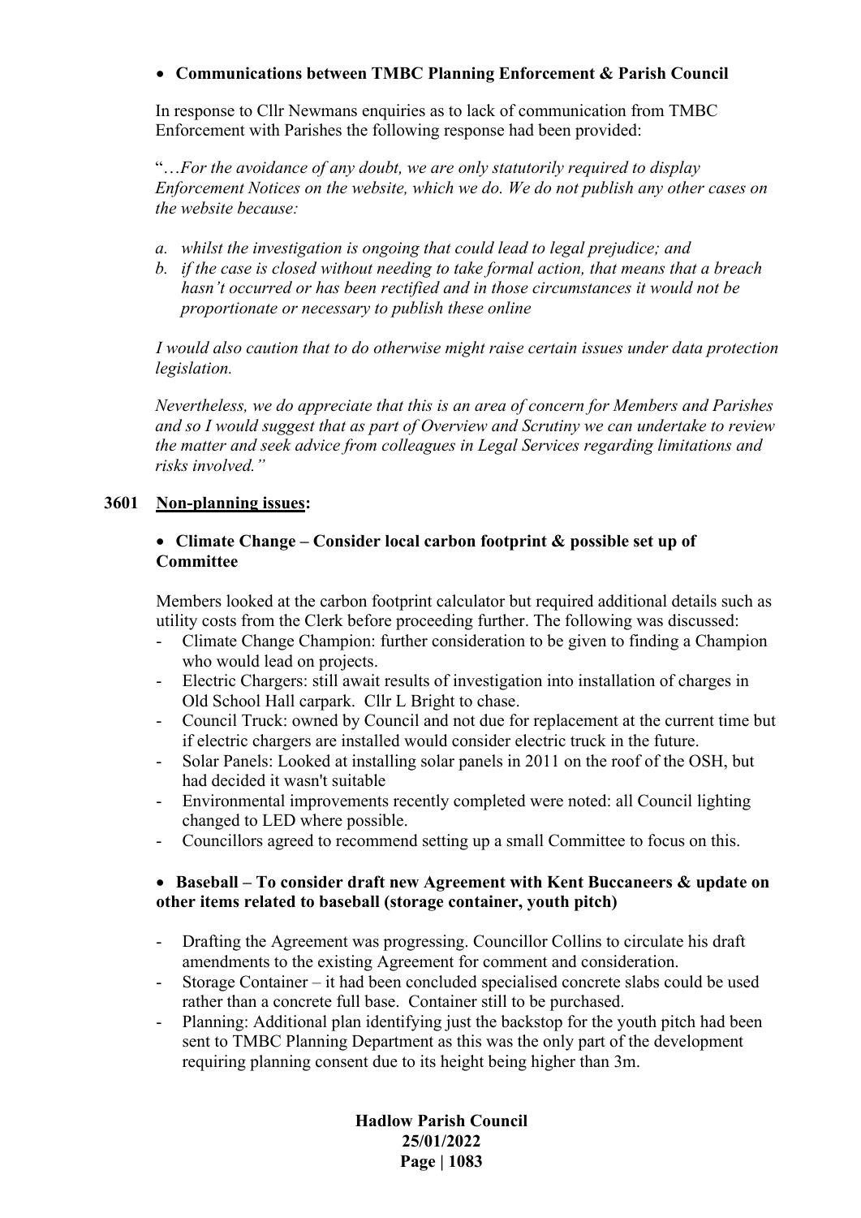- **Communications between TMBC Planning Enforcement & Parish Council**

  In response to Cllr Newmans enquiries as to lack of communication from TMBC Enforcement with Parishes the following response had been provided:

  "…*For the avoidance of any doubt, we are only statutorily required to display Enforcement Notices on the website, which we do. We do not publish any other cases on the website because:*

  *a. whilst the investigation is ongoing that could lead to legal prejudice; and*
  *b. if the case is closed without needing to take formal action, that means that a breach hasn't occurred or has been rectified and in those circumstances it would not be proportionate or necessary to publish these online*

  *I would also caution that to do otherwise might raise certain issues under data protection legislation.*

  *Nevertheless, we do appreciate that this is an area of concern for Members and Parishes and so I would suggest that as part of Overview and Scrutiny we can undertake to review the matter and seek advice from colleagues in Legal Services regarding limitations and risks involved."*

**3601 Non-planning issues:**

- **Climate Change – Consider local carbon footprint & possible set up of Committee**

  Members looked at the carbon footprint calculator but required additional details such as utility costs from the Clerk before proceeding further. The following was discussed:
  - Climate Change Champion: further consideration to be given to finding a Champion who would lead on projects.
  - Electric Chargers: still await results of investigation into installation of charges in Old School Hall carpark. Cllr L Bright to chase.
  - Council Truck: owned by Council and not due for replacement at the current time but if electric chargers are installed would consider electric truck in the future.
  - Solar Panels: Looked at installing solar panels in 2011 on the roof of the OSH, but had decided it wasn't suitable
  - Environmental improvements recently completed were noted: all Council lighting changed to LED where possible.
  - Councillors agreed to recommend setting up a small Committee to focus on this.

- **Baseball – To consider draft new Agreement with Kent Buccaneers & update on other items related to baseball (storage container, youth pitch)**

  - Drafting the Agreement was progressing. Councillor Collins to circulate his draft amendments to the existing Agreement for comment and consideration.
  - Storage Container – it had been concluded specialised concrete slabs could be used rather than a concrete full base. Container still to be purchased.
  - Planning: Additional plan identifying just the backstop for the youth pitch had been sent to TMBC Planning Department as this was the only part of the development requiring planning consent due to its height being higher than 3m.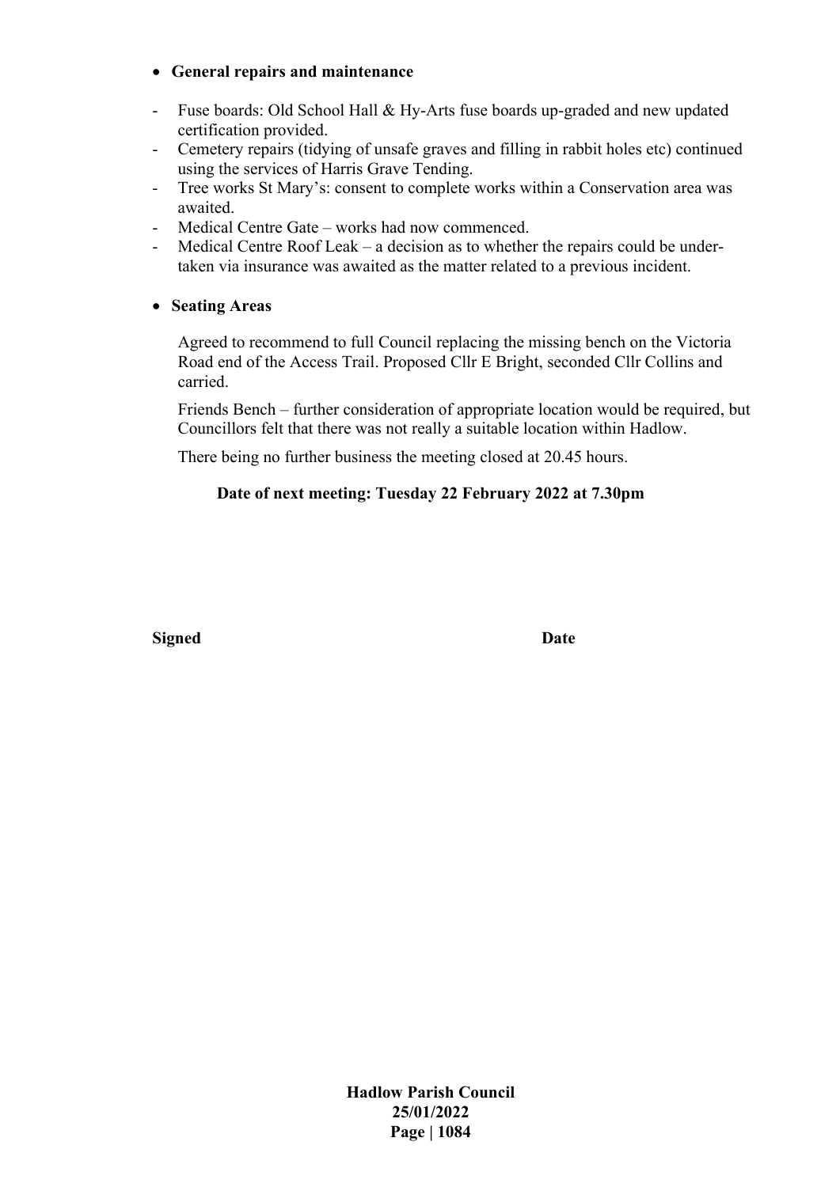- **General repairs and maintenance**

- Fuse boards: Old School Hall & Hy-Arts fuse boards up-graded and new updated certification provided.
- Cemetery repairs (tidying of unsafe graves and filling in rabbit holes etc) continued using the services of Harris Grave Tending.
- Tree works St Mary's: consent to complete works within a Conservation area was awaited.
- Medical Centre Gate – works had now commenced.
- Medical Centre Roof Leak – a decision as to whether the repairs could be under-taken via insurance was awaited as the matter related to a previous incident.

- **Seating Areas**

Agreed to recommend to full Council replacing the missing bench on the Victoria Road end of the Access Trail. Proposed Cllr E Bright, seconded Cllr Collins and carried.

Friends Bench – further consideration of appropriate location would be required, but Councillors felt that there was not really a suitable location within Hadlow.

There being no further business the meeting closed at 20.45 hours.

**Date of next meeting: Tuesday 22 February 2022 at 7.30pm**

**Signed** **Date**